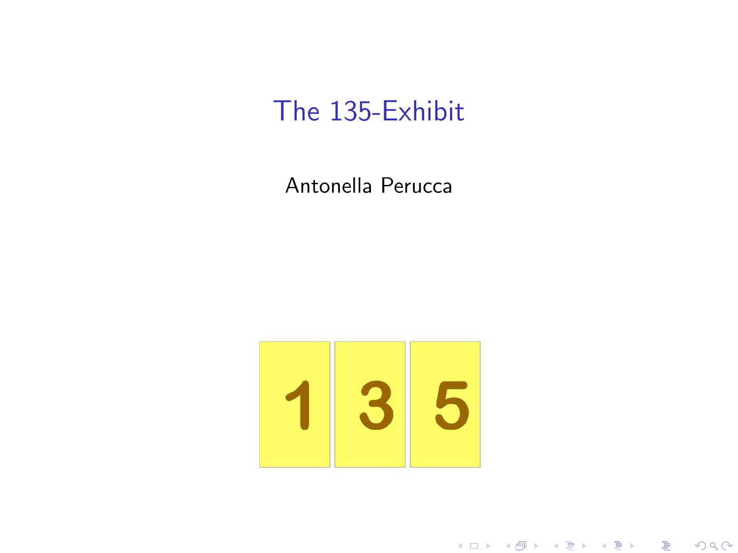# The 135-Exhibit

Antonella Perucca

1 3 5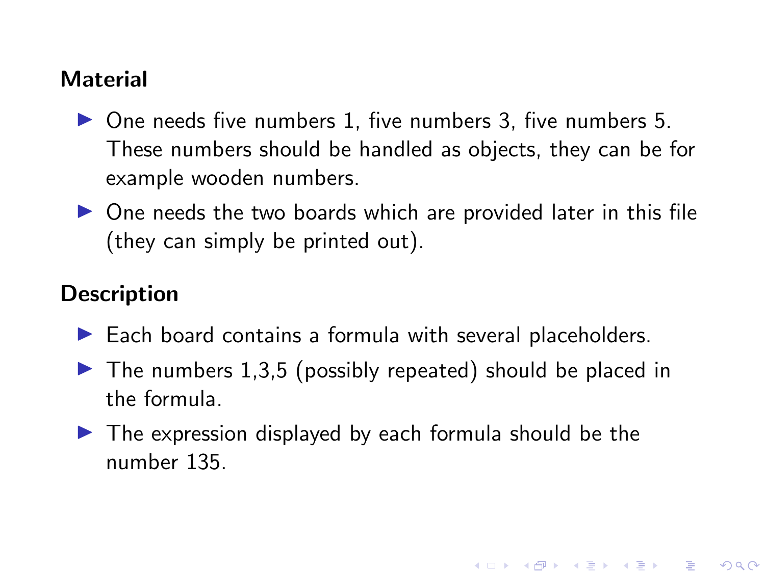## Material

- One needs five numbers 1, five numbers 3, five numbers 5. These numbers should be handled as objects, they can be for example wooden numbers.
- One needs the two boards which are provided later in this file (they can simply be printed out).

## Description

- Each board contains a formula with several placeholders.
- The numbers 1,3,5 (possibly repeated) should be placed in the formula.
- The expression displayed by each formula should be the number 135.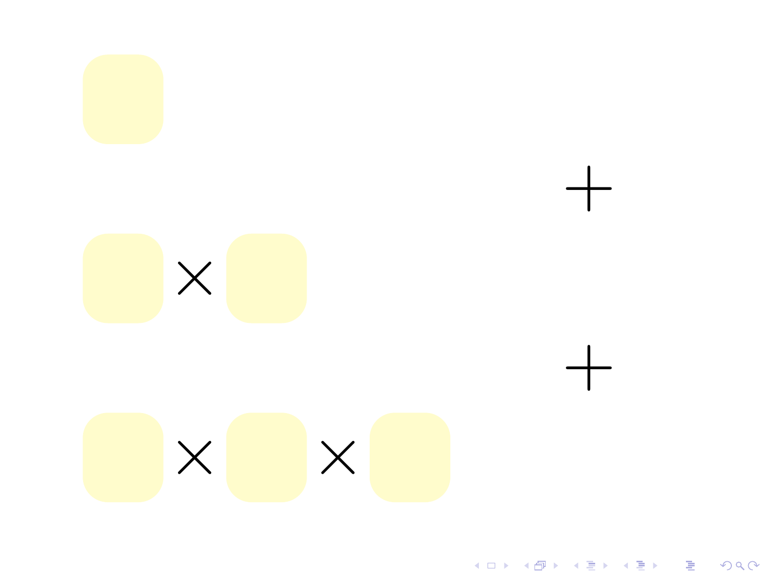$\times$

$+$

$\times$ $\times$

$+$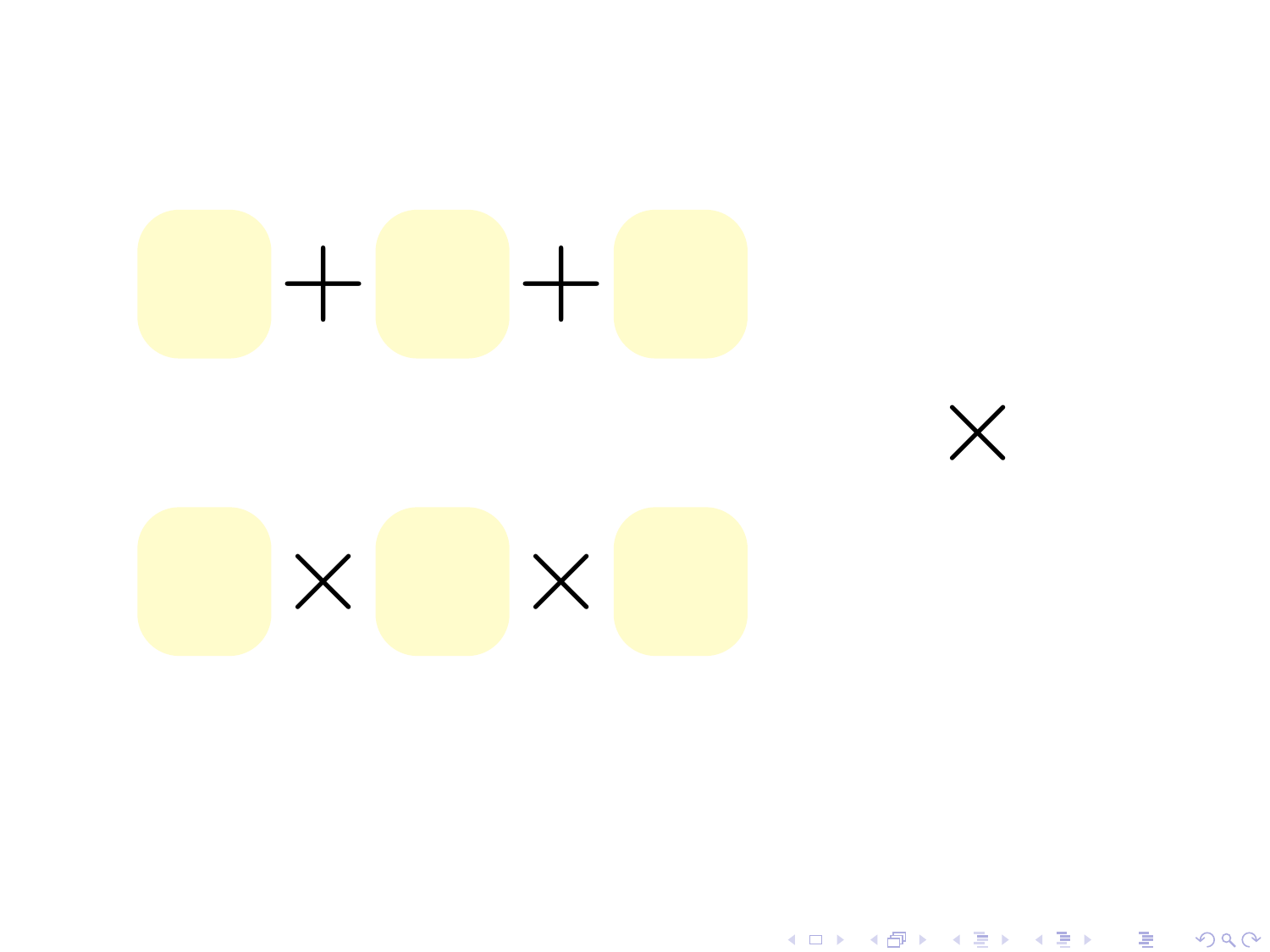$$\square + \square + \square$$

$$\times$$

$$\square \times \square \times \square$$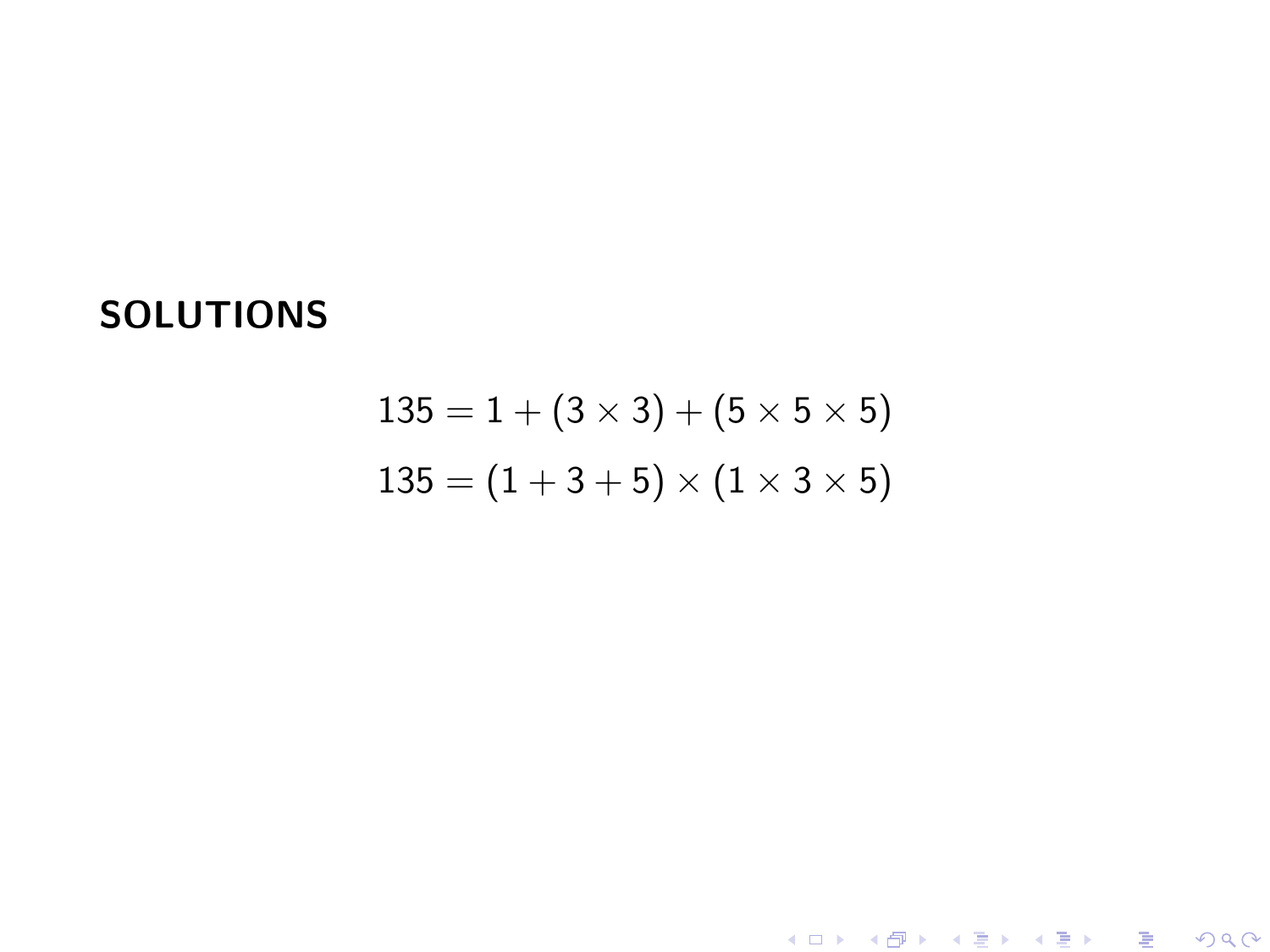## SOLUTIONS

$$135 = 1 + (3 \times 3) + (5 \times 5 \times 5)$$

$$135 = (1 + 3 + 5) \times (1 \times 3 \times 5)$$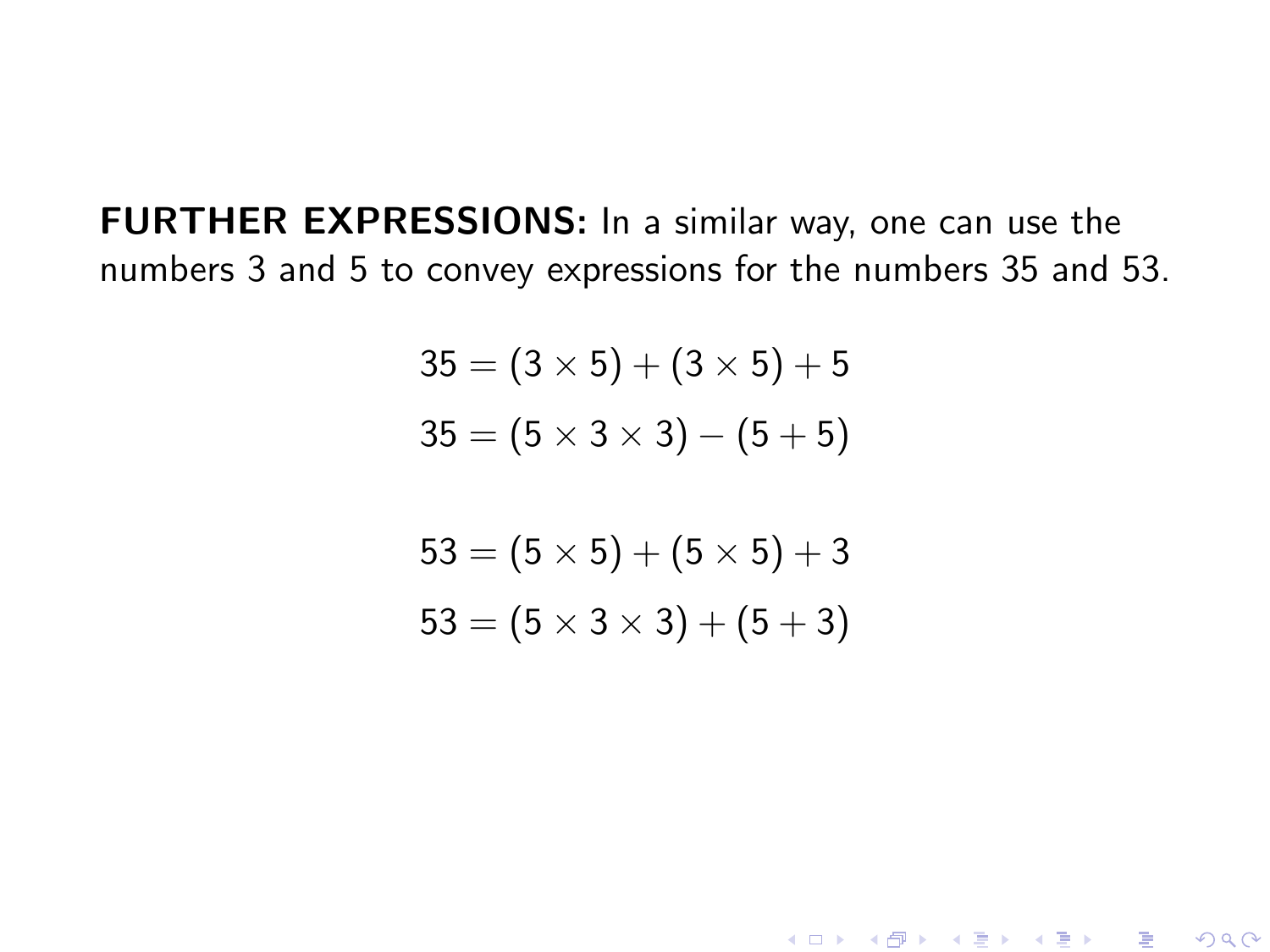**FURTHER EXPRESSIONS:** In a similar way, one can use the numbers 3 and 5 to convey expressions for the numbers 35 and 53.

$$35 = (3 \times 5) + (3 \times 5) + 5$$

$$35 = (5 \times 3 \times 3) - (5 + 5)$$

$$53 = (5 \times 5) + (5 \times 5) + 3$$

$$53 = (5 \times 3 \times 3) + (5 + 3)$$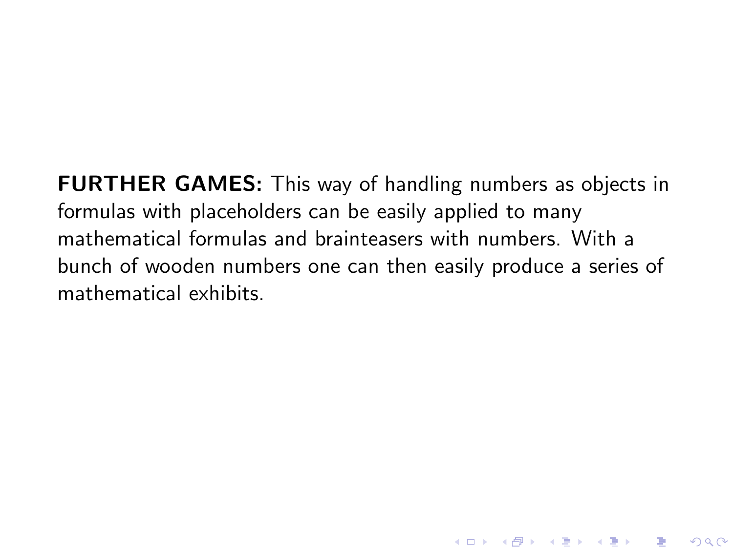**FURTHER GAMES:** This way of handling numbers as objects in formulas with placeholders can be easily applied to many mathematical formulas and brainteasers with numbers. With a bunch of wooden numbers one can then easily produce a series of mathematical exhibits.